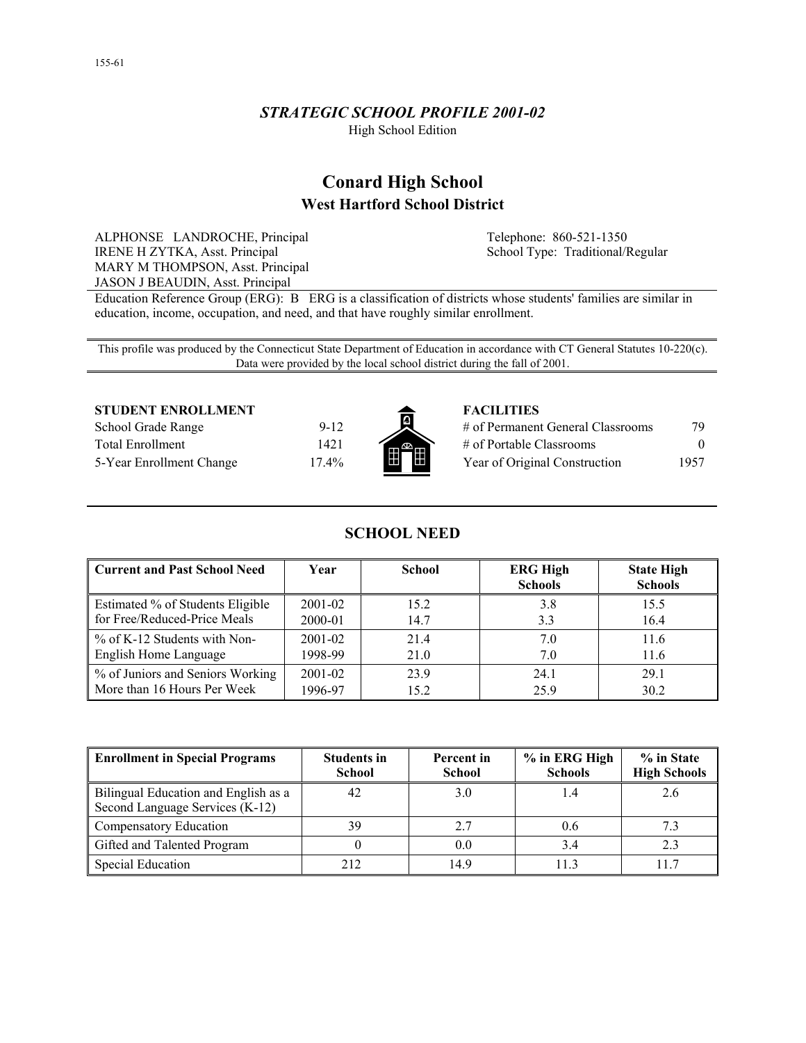155-61

## *STRATEGIC SCHOOL PROFILE 2001-02*

High School Edition

# Conard High School

## West Hartford School District

ALPHONSE LANDROCHE, Principal
IRENE H ZYTKA, Asst. Principal
MARY M THOMPSON, Asst. Principal
JASON J BEAUDIN, Asst. Principal

Telephone: 860-521-1350
School Type: Traditional/Regular

Education Reference Group (ERG): B ERG is a classification of districts whose students' families are similar in education, income, occupation, and need, and that have roughly similar enrollment.

This profile was produced by the Connecticut State Department of Education in accordance with CT General Statutes 10-220(c). Data were provided by the local school district during the fall of 2001.

**STUDENT ENROLLMENT**

| | |
|---|---|
| School Grade Range | 9-12 |
| Total Enrollment | 1421 |
| 5-Year Enrollment Change | 17.4% |

**FACILITIES**

| | |
|---|---|
| # of Permanent General Classrooms | 79 |
| # of Portable Classrooms | 0 |
| Year of Original Construction | 1957 |

## SCHOOL NEED

| Current and Past School Need | Year | School | ERG High Schools | State High Schools |
|---|---|---|---|---|
| Estimated % of Students Eligible for Free/Reduced-Price Meals | 2001-02 | 15.2 | 3.8 | 15.5 |
| | 2000-01 | 14.7 | 3.3 | 16.4 |
| % of K-12 Students with Non-English Home Language | 2001-02 | 21.4 | 7.0 | 11.6 |
| | 1998-99 | 21.0 | 7.0 | 11.6 |
| % of Juniors and Seniors Working More than 16 Hours Per Week | 2001-02 | 23.9 | 24.1 | 29.1 |
| | 1996-97 | 15.2 | 25.9 | 30.2 |

| Enrollment in Special Programs | Students in School | Percent in School | % in ERG High Schools | % in State High Schools |
|---|---|---|---|---|
| Bilingual Education and English as a Second Language Services (K-12) | 42 | 3.0 | 1.4 | 2.6 |
| Compensatory Education | 39 | 2.7 | 0.6 | 7.3 |
| Gifted and Talented Program | 0 | 0.0 | 3.4 | 2.3 |
| Special Education | 212 | 14.9 | 11.3 | 11.7 |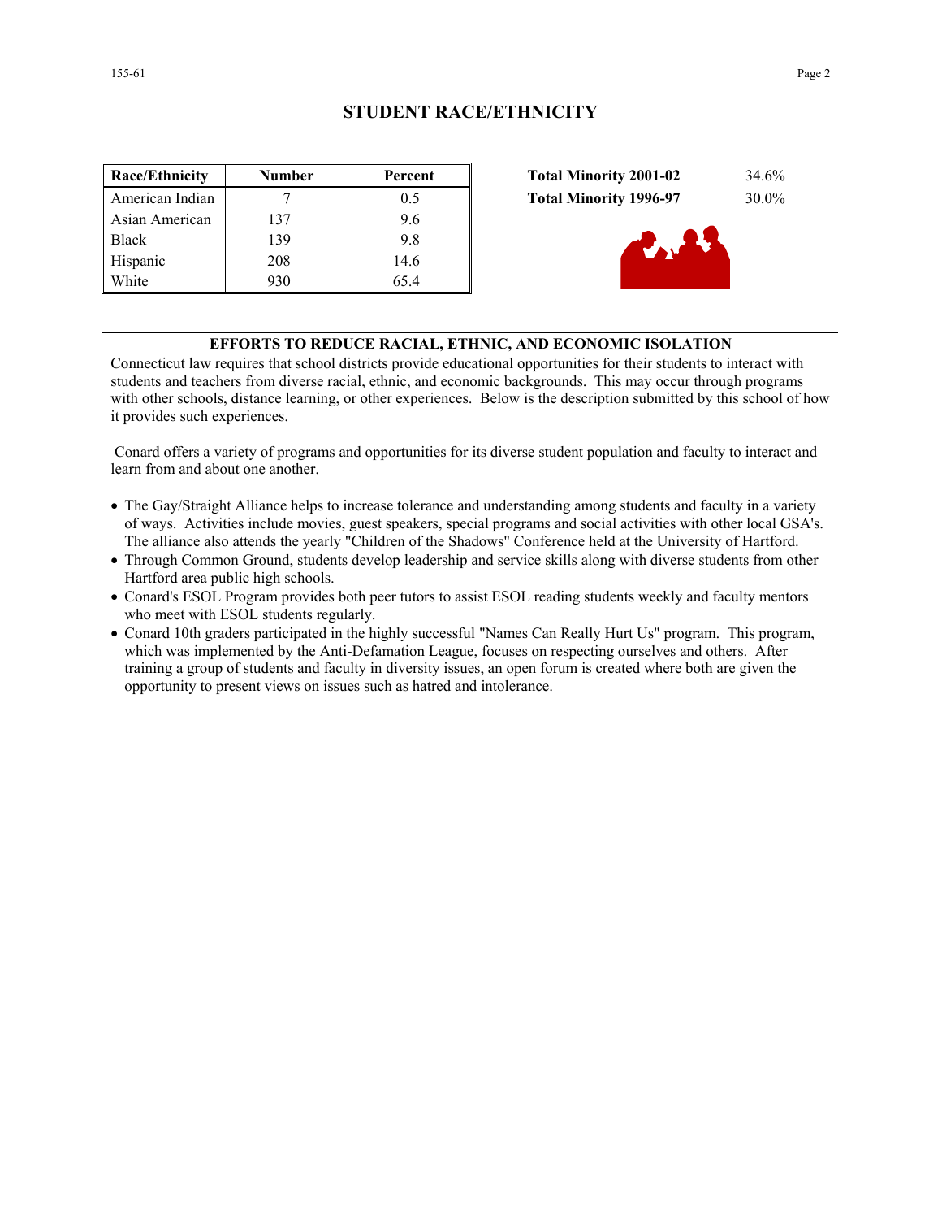## STUDENT RACE/ETHNICITY

| Race/Ethnicity | Number | Percent |
|---|---|---|
| American Indian | 7 | 0.5 |
| Asian American | 137 | 9.6 |
| Black | 139 | 9.8 |
| Hispanic | 208 | 14.6 |
| White | 930 | 65.4 |

| | |
|---|---|
| **Total Minority 2001-02** | 34.6% |
| **Total Minority 1996-97** | 30.0% |

## EFFORTS TO REDUCE RACIAL, ETHNIC, AND ECONOMIC ISOLATION

Connecticut law requires that school districts provide educational opportunities for their students to interact with students and teachers from diverse racial, ethnic, and economic backgrounds. This may occur through programs with other schools, distance learning, or other experiences. Below is the description submitted by this school of how it provides such experiences.

Conard offers a variety of programs and opportunities for its diverse student population and faculty to interact and learn from and about one another.

- The Gay/Straight Alliance helps to increase tolerance and understanding among students and faculty in a variety of ways. Activities include movies, guest speakers, special programs and social activities with other local GSA's. The alliance also attends the yearly "Children of the Shadows" Conference held at the University of Hartford.
- Through Common Ground, students develop leadership and service skills along with diverse students from other Hartford area public high schools.
- Conard's ESOL Program provides both peer tutors to assist ESOL reading students weekly and faculty mentors who meet with ESOL students regularly.
- Conard 10th graders participated in the highly successful "Names Can Really Hurt Us" program. This program, which was implemented by the Anti-Defamation League, focuses on respecting ourselves and others. After training a group of students and faculty in diversity issues, an open forum is created where both are given the opportunity to present views on issues such as hatred and intolerance.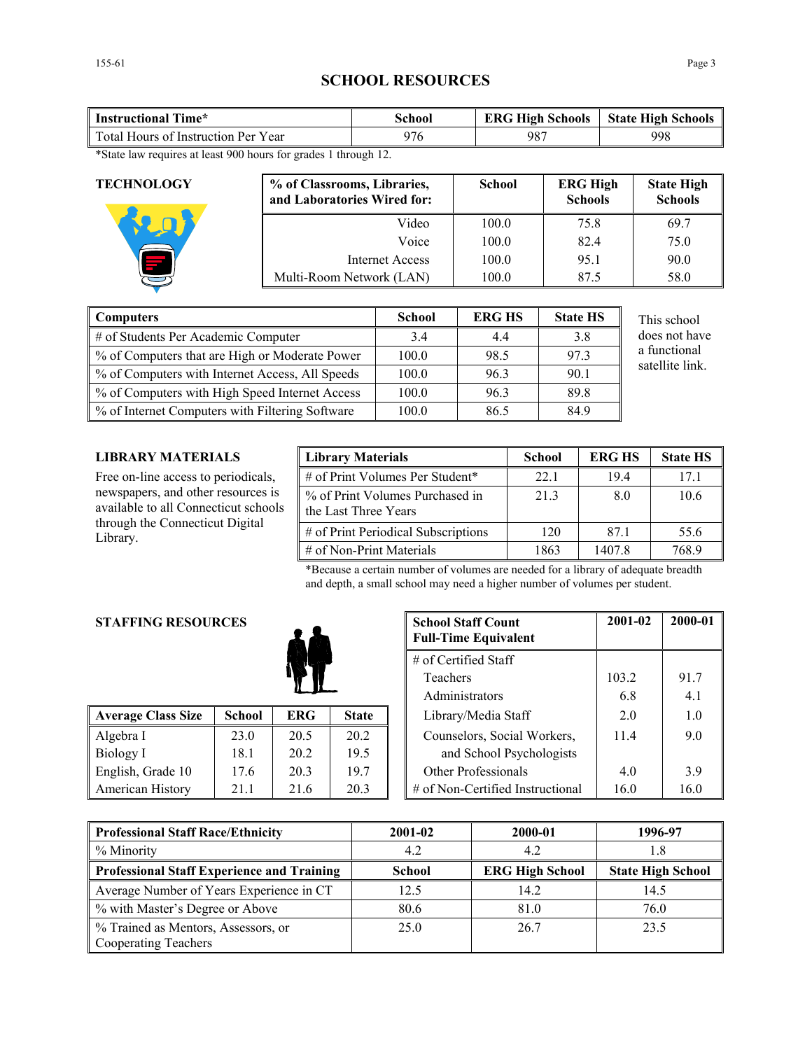# SCHOOL RESOURCES

| Instructional Time* | School | ERG High Schools | State High Schools |
|---|---|---|---|
| Total Hours of Instruction Per Year | 976 | 987 | 998 |

*State law requires at least 900 hours for grades 1 through 12.

## TECHNOLOGY

| % of Classrooms, Libraries, and Laboratories Wired for: | School | ERG High Schools | State High Schools |
|---|---|---|---|
| Video | 100.0 | 75.8 | 69.7 |
| Voice | 100.0 | 82.4 | 75.0 |
| Internet Access | 100.0 | 95.1 | 90.0 |
| Multi-Room Network (LAN) | 100.0 | 87.5 | 58.0 |

| Computers | School | ERG HS | State HS |
|---|---|---|---|
| # of Students Per Academic Computer | 3.4 | 4.4 | 3.8 |
| % of Computers that are High or Moderate Power | 100.0 | 98.5 | 97.3 |
| % of Computers with Internet Access, All Speeds | 100.0 | 96.3 | 90.1 |
| % of Computers with High Speed Internet Access | 100.0 | 96.3 | 89.8 |
| % of Internet Computers with Filtering Software | 100.0 | 86.5 | 84.9 |

This school does not have a functional satellite link.

## LIBRARY MATERIALS

Free on-line access to periodicals, newspapers, and other resources is available to all Connecticut schools through the Connecticut Digital Library.

| Library Materials | School | ERG HS | State HS |
|---|---|---|---|
| # of Print Volumes Per Student* | 22.1 | 19.4 | 17.1 |
| % of Print Volumes Purchased in the Last Three Years | 21.3 | 8.0 | 10.6 |
| # of Print Periodical Subscriptions | 120 | 87.1 | 55.6 |
| # of Non-Print Materials | 1863 | 1407.8 | 768.9 |

*Because a certain number of volumes are needed for a library of adequate breadth and depth, a small school may need a higher number of volumes per student.

## STAFFING RESOURCES

| Average Class Size | School | ERG | State |
|---|---|---|---|
| Algebra I | 23.0 | 20.5 | 20.2 |
| Biology I | 18.1 | 20.2 | 19.5 |
| English, Grade 10 | 17.6 | 20.3 | 19.7 |
| American History | 21.1 | 21.6 | 20.3 |

| School Staff Count Full-Time Equivalent | 2001-02 | 2000-01 |
|---|---|---|
| # of Certified Staff | | |
| Teachers | 103.2 | 91.7 |
| Administrators | 6.8 | 4.1 |
| Library/Media Staff | 2.0 | 1.0 |
| Counselors, Social Workers, and School Psychologists | 11.4 | 9.0 |
| Other Professionals | 4.0 | 3.9 |
| # of Non-Certified Instructional | 16.0 | 16.0 |

| Professional Staff Race/Ethnicity | 2001-02 | 2000-01 | 1996-97 |
|---|---|---|---|
| % Minority | 4.2 | 4.2 | 1.8 |
| **Professional Staff Experience and Training** | **School** | **ERG High School** | **State High School** |
| Average Number of Years Experience in CT | 12.5 | 14.2 | 14.5 |
| % with Master's Degree or Above | 80.6 | 81.0 | 76.0 |
| % Trained as Mentors, Assessors, or Cooperating Teachers | 25.0 | 26.7 | 23.5 |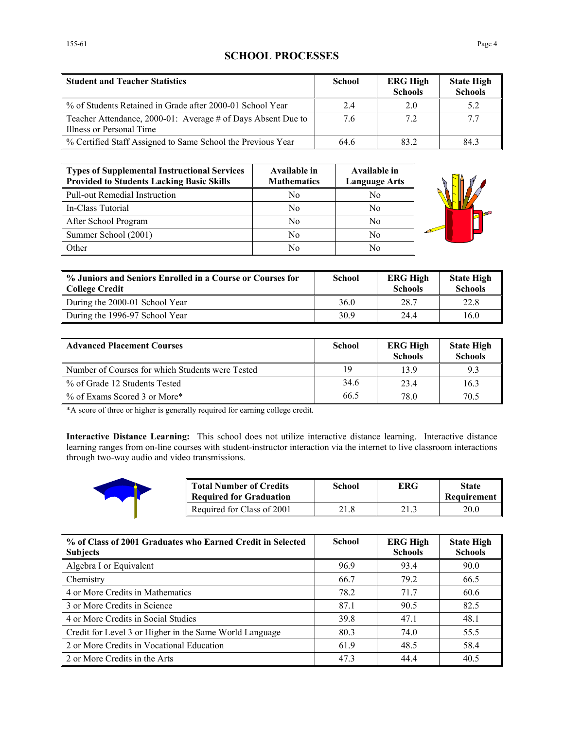# SCHOOL PROCESSES

| Student and Teacher Statistics | School | ERG High Schools | State High Schools |
|---|---|---|---|
| % of Students Retained in Grade after 2000-01 School Year | 2.4 | 2.0 | 5.2 |
| Teacher Attendance, 2000-01: Average # of Days Absent Due to Illness or Personal Time | 7.6 | 7.2 | 7.7 |
| % Certified Staff Assigned to Same School the Previous Year | 64.6 | 83.2 | 84.3 |

| Types of Supplemental Instructional Services Provided to Students Lacking Basic Skills | Available in Mathematics | Available in Language Arts |
|---|---|---|
| Pull-out Remedial Instruction | No | No |
| In-Class Tutorial | No | No |
| After School Program | No | No |
| Summer School (2001) | No | No |
| Other | No | No |

| % Juniors and Seniors Enrolled in a Course or Courses for College Credit | School | ERG High Schools | State High Schools |
|---|---|---|---|
| During the 2000-01 School Year | 36.0 | 28.7 | 22.8 |
| During the 1996-97 School Year | 30.9 | 24.4 | 16.0 |

| Advanced Placement Courses | School | ERG High Schools | State High Schools |
|---|---|---|---|
| Number of Courses for which Students were Tested | 19 | 13.9 | 9.3 |
| % of Grade 12 Students Tested | 34.6 | 23.4 | 16.3 |
| % of Exams Scored 3 or More* | 66.5 | 78.0 | 70.5 |

*A score of three or higher is generally required for earning college credit.

**Interactive Distance Learning:** This school does not utilize interactive distance learning. Interactive distance learning ranges from on-line courses with student-instructor interaction via the internet to live classroom interactions through two-way audio and video transmissions.

| Total Number of Credits Required for Graduation | School | ERG | State Requirement |
|---|---|---|---|
| Required for Class of 2001 | 21.8 | 21.3 | 20.0 |

| % of Class of 2001 Graduates who Earned Credit in Selected Subjects | School | ERG High Schools | State High Schools |
|---|---|---|---|
| Algebra I or Equivalent | 96.9 | 93.4 | 90.0 |
| Chemistry | 66.7 | 79.2 | 66.5 |
| 4 or More Credits in Mathematics | 78.2 | 71.7 | 60.6 |
| 3 or More Credits in Science | 87.1 | 90.5 | 82.5 |
| 4 or More Credits in Social Studies | 39.8 | 47.1 | 48.1 |
| Credit for Level 3 or Higher in the Same World Language | 80.3 | 74.0 | 55.5 |
| 2 or More Credits in Vocational Education | 61.9 | 48.5 | 58.4 |
| 2 or More Credits in the Arts | 47.3 | 44.4 | 40.5 |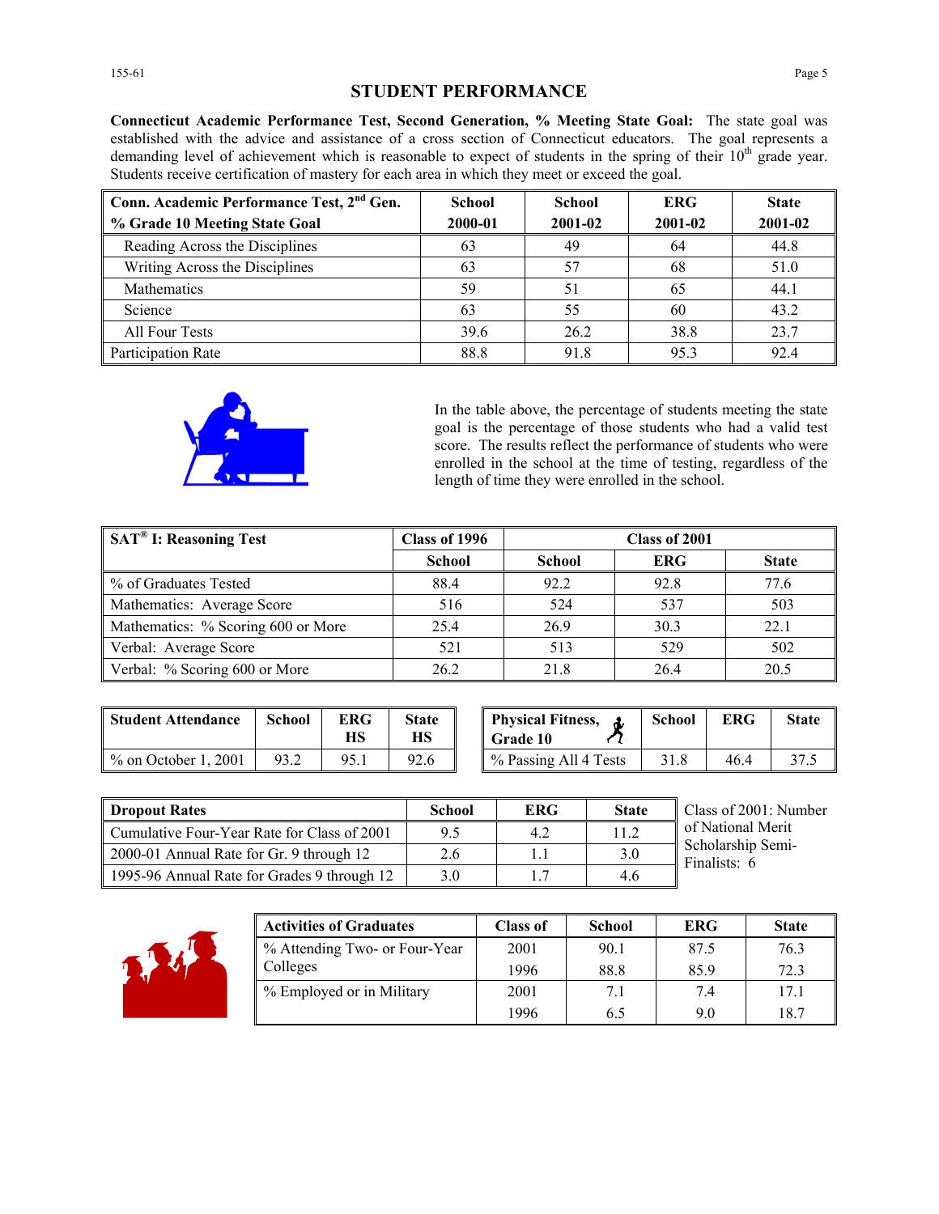## STUDENT PERFORMANCE

**Connecticut Academic Performance Test, Second Generation, % Meeting State Goal:** The state goal was established with the advice and assistance of a cross section of Connecticut educators. The goal represents a demanding level of achievement which is reasonable to expect of students in the spring of their 10th grade year. Students receive certification of mastery for each area in which they meet or exceed the goal.

| Conn. Academic Performance Test, 2nd Gen. % Grade 10 Meeting State Goal | School 2000-01 | School 2001-02 | ERG 2001-02 | State 2001-02 |
|---|---|---|---|---|
| Reading Across the Disciplines | 63 | 49 | 64 | 44.8 |
| Writing Across the Disciplines | 63 | 57 | 68 | 51.0 |
| Mathematics | 59 | 51 | 65 | 44.1 |
| Science | 63 | 55 | 60 | 43.2 |
| All Four Tests | 39.6 | 26.2 | 38.8 | 23.7 |
| Participation Rate | 88.8 | 91.8 | 95.3 | 92.4 |

In the table above, the percentage of students meeting the state goal is the percentage of those students who had a valid test score. The results reflect the performance of students who were enrolled in the school at the time of testing, regardless of the length of time they were enrolled in the school.

| SAT® I: Reasoning Test | Class of 1996 | Class of 2001 | | |
|---|---|---|---|---|
| | School | School | ERG | State |
| % of Graduates Tested | 88.4 | 92.2 | 92.8 | 77.6 |
| Mathematics: Average Score | 516 | 524 | 537 | 503 |
| Mathematics: % Scoring 600 or More | 25.4 | 26.9 | 30.3 | 22.1 |
| Verbal: Average Score | 521 | 513 | 529 | 502 |
| Verbal: % Scoring 600 or More | 26.2 | 21.8 | 26.4 | 20.5 |

| Student Attendance | School | ERG HS | State HS |
|---|---|---|---|
| % on October 1, 2001 | 93.2 | 95.1 | 92.6 |

| Physical Fitness, Grade 10 | School | ERG | State |
|---|---|---|---|
| % Passing All 4 Tests | 31.8 | 46.4 | 37.5 |

| Dropout Rates | School | ERG | State |
|---|---|---|---|
| Cumulative Four-Year Rate for Class of 2001 | 9.5 | 4.2 | 11.2 |
| 2000-01 Annual Rate for Gr. 9 through 12 | 2.6 | 1.1 | 3.0 |
| 1995-96 Annual Rate for Grades 9 through 12 | 3.0 | 1.7 | 4.6 |

Class of 2001: Number of National Merit Scholarship Semi-Finalists: 6

| Activities of Graduates | Class of | School | ERG | State |
|---|---|---|---|---|
| % Attending Two- or Four-Year Colleges | 2001 | 90.1 | 87.5 | 76.3 |
| | 1996 | 88.8 | 85.9 | 72.3 |
| % Employed or in Military | 2001 | 7.1 | 7.4 | 17.1 |
| | 1996 | 6.5 | 9.0 | 18.7 |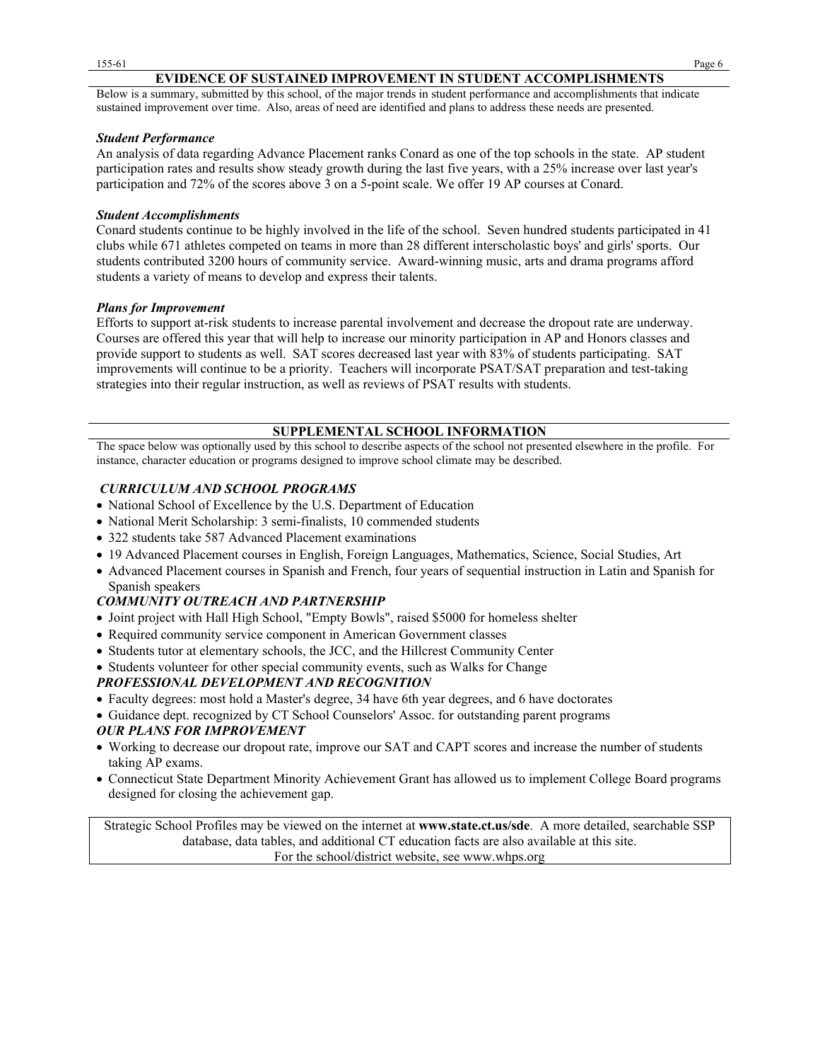## EVIDENCE OF SUSTAINED IMPROVEMENT IN STUDENT ACCOMPLISHMENTS

Below is a summary, submitted by this school, of the major trends in student performance and accomplishments that indicate sustained improvement over time. Also, areas of need are identified and plans to address these needs are presented.

***Student Performance***

An analysis of data regarding Advance Placement ranks Conard as one of the top schools in the state. AP student participation rates and results show steady growth during the last five years, with a 25% increase over last year's participation and 72% of the scores above 3 on a 5-point scale. We offer 19 AP courses at Conard.

***Student Accomplishments***

Conard students continue to be highly involved in the life of the school. Seven hundred students participated in 41 clubs while 671 athletes competed on teams in more than 28 different interscholastic boys' and girls' sports. Our students contributed 3200 hours of community service. Award-winning music, arts and drama programs afford students a variety of means to develop and express their talents.

***Plans for Improvement***

Efforts to support at-risk students to increase parental involvement and decrease the dropout rate are underway. Courses are offered this year that will help to increase our minority participation in AP and Honors classes and provide support to students as well. SAT scores decreased last year with 83% of students participating. SAT improvements will continue to be a priority. Teachers will incorporate PSAT/SAT preparation and test-taking strategies into their regular instruction, as well as reviews of PSAT results with students.

## SUPPLEMENTAL SCHOOL INFORMATION

The space below was optionally used by this school to describe aspects of the school not presented elsewhere in the profile. For instance, character education or programs designed to improve school climate may be described.

***CURRICULUM AND SCHOOL PROGRAMS***

- National School of Excellence by the U.S. Department of Education
- National Merit Scholarship: 3 semi-finalists, 10 commended students
- 322 students take 587 Advanced Placement examinations
- 19 Advanced Placement courses in English, Foreign Languages, Mathematics, Science, Social Studies, Art
- Advanced Placement courses in Spanish and French, four years of sequential instruction in Latin and Spanish for Spanish speakers

***COMMUNITY OUTREACH AND PARTNERSHIP***

- Joint project with Hall High School, "Empty Bowls", raised $5000 for homeless shelter
- Required community service component in American Government classes
- Students tutor at elementary schools, the JCC, and the Hillcrest Community Center
- Students volunteer for other special community events, such as Walks for Change

***PROFESSIONAL DEVELOPMENT AND RECOGNITION***

- Faculty degrees: most hold a Master's degree, 34 have 6th year degrees, and 6 have doctorates
- Guidance dept. recognized by CT School Counselors' Assoc. for outstanding parent programs

***OUR PLANS FOR IMPROVEMENT***

- Working to decrease our dropout rate, improve our SAT and CAPT scores and increase the number of students taking AP exams.
- Connecticut State Department Minority Achievement Grant has allowed us to implement College Board programs designed for closing the achievement gap.

Strategic School Profiles may be viewed on the internet at **www.state.ct.us/sde**. A more detailed, searchable SSP database, data tables, and additional CT education facts are also available at this site.
For the school/district website, see www.whps.org